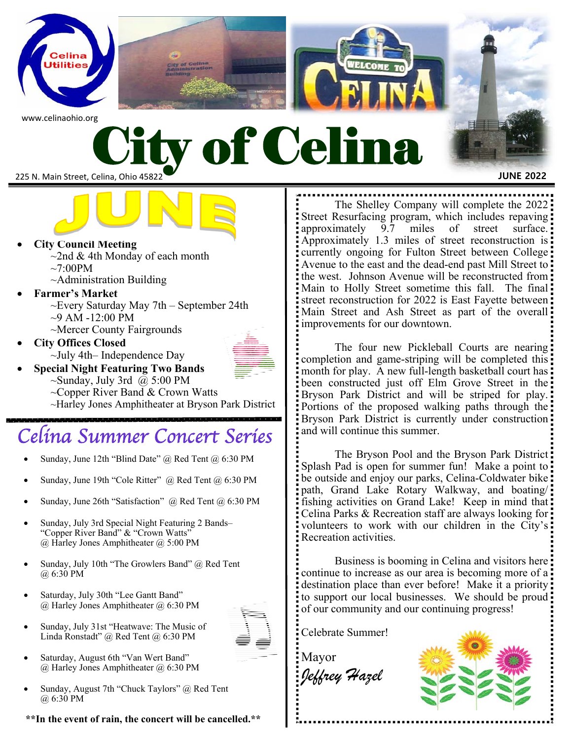www.celinaohio.org

# City of Celina

225 N. Main Street, Celina, Ohio 45822

**JUNE 2022**

## JUNE

- **City Council Meeting**
  ~2nd & 4th Monday of each month
  ~7:00PM
  ~Administration Building
- **Farmer's Market**
  ~Every Saturday May 7th – September 24th
  ~9 AM -12:00 PM
  ~Mercer County Fairgrounds
- **City Offices Closed**
  ~July 4th– Independence Day
- **Special Night Featuring Two Bands**
  ~Sunday, July 3rd @ 5:00 PM
  ~Copper River Band & Crown Watts
  ~Harley Jones Amphitheater at Bryson Park District

## *Celina Summer Concert Series*

- Sunday, June 12th "Blind Date" @ Red Tent @ 6:30 PM
- Sunday, June 19th "Cole Ritter" @ Red Tent @ 6:30 PM
- Sunday, June 26th "Satisfaction" @ Red Tent @ 6:30 PM
- Sunday, July 3rd Special Night Featuring 2 Bands– "Copper River Band" & "Crown Watts" @ Harley Jones Amphitheater @ 5:00 PM
- Sunday, July 10th "The Growlers Band" @ Red Tent @ 6:30 PM
- Saturday, July 30th "Lee Gantt Band" @ Harley Jones Amphitheater @ 6:30 PM
- Sunday, July 31st "Heatwave: The Music of Linda Ronstadt" @ Red Tent @ 6:30 PM
- Saturday, August 6th "Van Wert Band" @ Harley Jones Amphitheater @ 6:30 PM
- Sunday, August 7th "Chuck Taylors" @ Red Tent @ 6:30 PM

**\*\*In the event of rain, the concert will be cancelled.\*\***

The Shelley Company will complete the 2022 Street Resurfacing program, which includes repaving approximately 9.7 miles of street surface. Approximately 1.3 miles of street reconstruction is currently ongoing for Fulton Street between College Avenue to the east and the dead-end past Mill Street to the west. Johnson Avenue will be reconstructed from Main to Holly Street sometime this fall. The final street reconstruction for 2022 is East Fayette between Main Street and Ash Street as part of the overall improvements for our downtown.

The four new Pickleball Courts are nearing completion and game-striping will be completed this month for play. A new full-length basketball court has been constructed just off Elm Grove Street in the Bryson Park District and will be striped for play. Portions of the proposed walking paths through the Bryson Park District is currently under construction and will continue this summer.

The Bryson Pool and the Bryson Park District Splash Pad is open for summer fun! Make a point to be outside and enjoy our parks, Celina-Coldwater bike path, Grand Lake Rotary Walkway, and boating/fishing activities on Grand Lake! Keep in mind that Celina Parks & Recreation staff are always looking for volunteers to work with our children in the City's Recreation activities.

Business is booming in Celina and visitors here continue to increase as our area is becoming more of a destination place than ever before! Make it a priority to support our local businesses. We should be proud of our community and our continuing progress!

Celebrate Summer!

Mayor

*Jeffrey Hazel*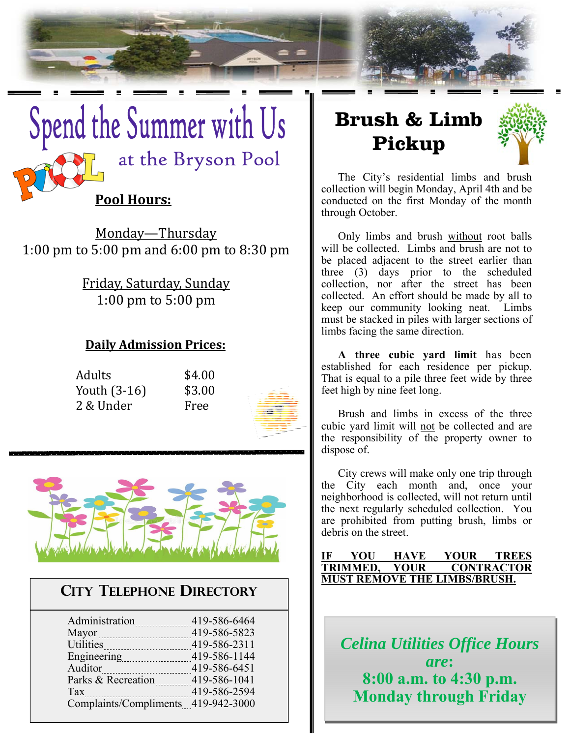# Spend the Summer with Us

## at the Bryson Pool

**Pool Hours:**

Monday—Thursday
1:00 pm to 5:00 pm and 6:00 pm to 8:30 pm

Friday, Saturday, Sunday
1:00 pm to 5:00 pm

**Daily Admission Prices:**

| | |
|---|---|
| Adults | $4.00 |
| Youth (3-16) | $3.00 |
| 2 & Under | Free |

## City Telephone Directory

| | |
|---|---|
| Administration | 419-586-6464 |
| Mayor | 419-586-5823 |
| Utilities | 419-586-2311 |
| Engineering | 419-586-1144 |
| Auditor | 419-586-6451 |
| Parks & Recreation | 419-586-1041 |
| Tax | 419-586-2594 |
| Complaints/Compliments | 419-942-3000 |

# Brush & Limb Pickup

The City's residential limbs and brush collection will begin Monday, April 4th and be conducted on the first Monday of the month through October.

Only limbs and brush without root balls will be collected. Limbs and brush are not to be placed adjacent to the street earlier than three (3) days prior to the scheduled collection, nor after the street has been collected. An effort should be made by all to keep our community looking neat. Limbs must be stacked in piles with larger sections of limbs facing the same direction.

**A three cubic yard limit** has been established for each residence per pickup. That is equal to a pile three feet wide by three feet high by nine feet long.

Brush and limbs in excess of the three cubic yard limit will not be collected and are the responsibility of the property owner to dispose of.

City crews will make only one trip through the City each month and, once your neighborhood is collected, will not return until the next regularly scheduled collection. You are prohibited from putting brush, limbs or debris on the street.

**IF YOU HAVE YOUR TREES TRIMMED, YOUR CONTRACTOR MUST REMOVE THE LIMBS/BRUSH.**

***Celina Utilities Office Hours are:***

**8:00 a.m. to 4:30 p.m.**
**Monday through Friday**